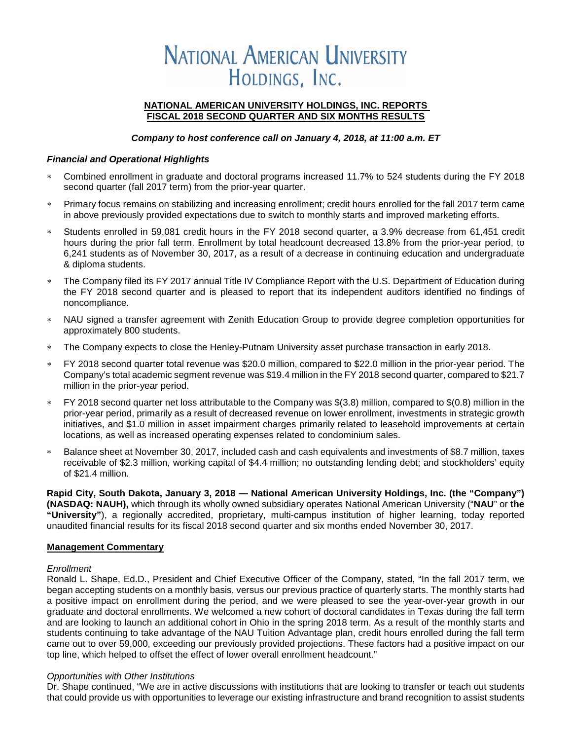# NATIONAL AMERICAN UNIVERSITY HOLDINGS, INC.

**NATIONAL AMERICAN UNIVERSITY HOLDINGS, INC. REPORTS FISCAL 2018 SECOND QUARTER AND SIX MONTHS RESULTS**

***Company to host conference call on January 4, 2018, at 11:00 a.m. ET***

***Financial and Operational Highlights***

- Combined enrollment in graduate and doctoral programs increased 11.7% to 524 students during the FY 2018 second quarter (fall 2017 term) from the prior-year quarter.
- Primary focus remains on stabilizing and increasing enrollment; credit hours enrolled for the fall 2017 term came in above previously provided expectations due to switch to monthly starts and improved marketing efforts.
- Students enrolled in 59,081 credit hours in the FY 2018 second quarter, a 3.9% decrease from 61,451 credit hours during the prior fall term. Enrollment by total headcount decreased 13.8% from the prior-year period, to 6,241 students as of November 30, 2017, as a result of a decrease in continuing education and undergraduate & diploma students.
- The Company filed its FY 2017 annual Title IV Compliance Report with the U.S. Department of Education during the FY 2018 second quarter and is pleased to report that its independent auditors identified no findings of noncompliance.
- NAU signed a transfer agreement with Zenith Education Group to provide degree completion opportunities for approximately 800 students.
- The Company expects to close the Henley-Putnam University asset purchase transaction in early 2018.
- FY 2018 second quarter total revenue was $20.0 million, compared to $22.0 million in the prior-year period. The Company's total academic segment revenue was $19.4 million in the FY 2018 second quarter, compared to $21.7 million in the prior-year period.
- FY 2018 second quarter net loss attributable to the Company was $(3.8) million, compared to $(0.8) million in the prior-year period, primarily as a result of decreased revenue on lower enrollment, investments in strategic growth initiatives, and $1.0 million in asset impairment charges primarily related to leasehold improvements at certain locations, as well as increased operating expenses related to condominium sales.
- Balance sheet at November 30, 2017, included cash and cash equivalents and investments of $8.7 million, taxes receivable of $2.3 million, working capital of $4.4 million; no outstanding lending debt; and stockholders' equity of $21.4 million.

**Rapid City, South Dakota, January 3, 2018 — National American University Holdings, Inc. (the "Company") (NASDAQ: NAUH),** which through its wholly owned subsidiary operates National American University ("**NAU**" or **the "University"**), a regionally accredited, proprietary, multi-campus institution of higher learning, today reported unaudited financial results for its fiscal 2018 second quarter and six months ended November 30, 2017.

## Management Commentary

*Enrollment*

Ronald L. Shape, Ed.D., President and Chief Executive Officer of the Company, stated, "In the fall 2017 term, we began accepting students on a monthly basis, versus our previous practice of quarterly starts. The monthly starts had a positive impact on enrollment during the period, and we were pleased to see the year-over-year growth in our graduate and doctoral enrollments. We welcomed a new cohort of doctoral candidates in Texas during the fall term and are looking to launch an additional cohort in Ohio in the spring 2018 term. As a result of the monthly starts and students continuing to take advantage of the NAU Tuition Advantage plan, credit hours enrolled during the fall term came out to over 59,000, exceeding our previously provided projections. These factors had a positive impact on our top line, which helped to offset the effect of lower overall enrollment headcount."

*Opportunities with Other Institutions*

Dr. Shape continued, "We are in active discussions with institutions that are looking to transfer or teach out students that could provide us with opportunities to leverage our existing infrastructure and brand recognition to assist students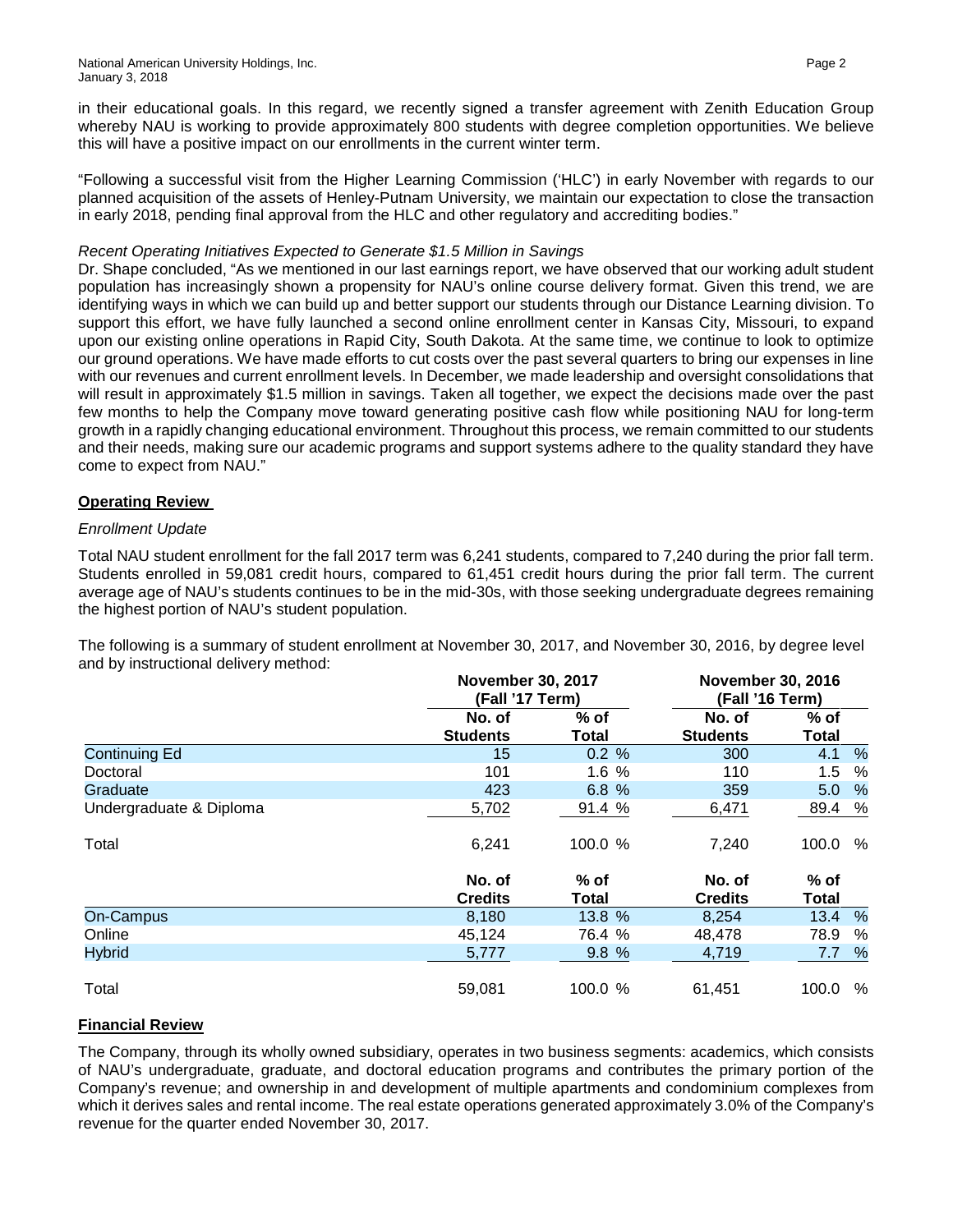in their educational goals. In this regard, we recently signed a transfer agreement with Zenith Education Group whereby NAU is working to provide approximately 800 students with degree completion opportunities. We believe this will have a positive impact on our enrollments in the current winter term.

"Following a successful visit from the Higher Learning Commission ('HLC') in early November with regards to our planned acquisition of the assets of Henley-Putnam University, we maintain our expectation to close the transaction in early 2018, pending final approval from the HLC and other regulatory and accrediting bodies."

*Recent Operating Initiatives Expected to Generate $1.5 Million in Savings*

Dr. Shape concluded, "As we mentioned in our last earnings report, we have observed that our working adult student population has increasingly shown a propensity for NAU's online course delivery format. Given this trend, we are identifying ways in which we can build up and better support our students through our Distance Learning division. To support this effort, we have fully launched a second online enrollment center in Kansas City, Missouri, to expand upon our existing online operations in Rapid City, South Dakota. At the same time, we continue to look to optimize our ground operations. We have made efforts to cut costs over the past several quarters to bring our expenses in line with our revenues and current enrollment levels. In December, we made leadership and oversight consolidations that will result in approximately $1.5 million in savings. Taken all together, we expect the decisions made over the past few months to help the Company move toward generating positive cash flow while positioning NAU for long-term growth in a rapidly changing educational environment. Throughout this process, we remain committed to our students and their needs, making sure our academic programs and support systems adhere to the quality standard they have come to expect from NAU."

**Operating Review**

*Enrollment Update*

Total NAU student enrollment for the fall 2017 term was 6,241 students, compared to 7,240 during the prior fall term. Students enrolled in 59,081 credit hours, compared to 61,451 credit hours during the prior fall term. The current average age of NAU's students continues to be in the mid-30s, with those seeking undergraduate degrees remaining the highest portion of NAU's student population.

The following is a summary of student enrollment at November 30, 2017, and November 30, 2016, by degree level and by instructional delivery method:

| | November 30, 2017 (Fall '17 Term) | | November 30, 2016 (Fall '16 Term) | |
|---|---|---|---|---|
| | No. of Students | % of Total | No. of Students | % of Total |
| Continuing Ed | 15 | 0.2 % | 300 | 4.1 % |
| Doctoral | 101 | 1.6 % | 110 | 1.5 % |
| Graduate | 423 | 6.8 % | 359 | 5.0 % |
| Undergraduate & Diploma | 5,702 | 91.4 % | 6,471 | 89.4 % |
| Total | 6,241 | 100.0 % | 7,240 | 100.0 % |
| | No. of Credits | % of Total | No. of Credits | % of Total |
| On-Campus | 8,180 | 13.8 % | 8,254 | 13.4 % |
| Online | 45,124 | 76.4 % | 48,478 | 78.9 % |
| Hybrid | 5,777 | 9.8 % | 4,719 | 7.7 % |
| Total | 59,081 | 100.0 % | 61,451 | 100.0 % |

**Financial Review**

The Company, through its wholly owned subsidiary, operates in two business segments: academics, which consists of NAU's undergraduate, graduate, and doctoral education programs and contributes the primary portion of the Company's revenue; and ownership in and development of multiple apartments and condominium complexes from which it derives sales and rental income. The real estate operations generated approximately 3.0% of the Company's revenue for the quarter ended November 30, 2017.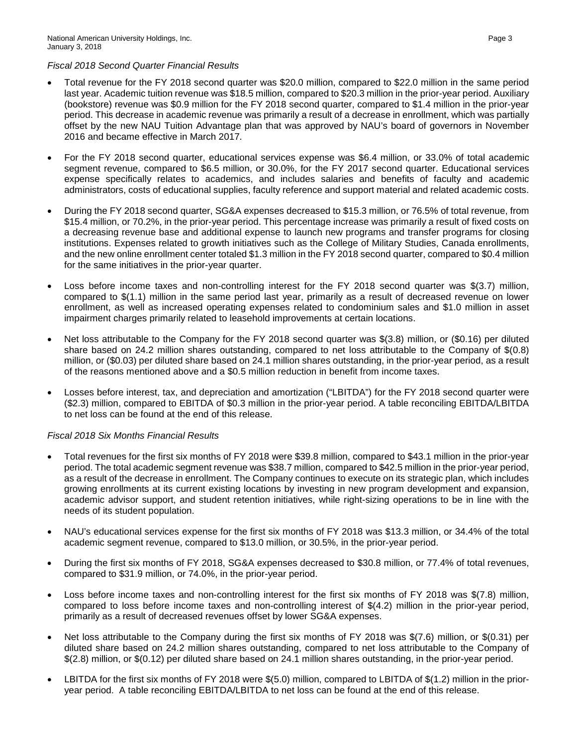*Fiscal 2018 Second Quarter Financial Results*

- Total revenue for the FY 2018 second quarter was $20.0 million, compared to $22.0 million in the same period last year. Academic tuition revenue was $18.5 million, compared to $20.3 million in the prior-year period. Auxiliary (bookstore) revenue was $0.9 million for the FY 2018 second quarter, compared to $1.4 million in the prior-year period. This decrease in academic revenue was primarily a result of a decrease in enrollment, which was partially offset by the new NAU Tuition Advantage plan that was approved by NAU's board of governors in November 2016 and became effective in March 2017.

- For the FY 2018 second quarter, educational services expense was $6.4 million, or 33.0% of total academic segment revenue, compared to $6.5 million, or 30.0%, for the FY 2017 second quarter. Educational services expense specifically relates to academics, and includes salaries and benefits of faculty and academic administrators, costs of educational supplies, faculty reference and support material and related academic costs.

- During the FY 2018 second quarter, SG&A expenses decreased to $15.3 million, or 76.5% of total revenue, from $15.4 million, or 70.2%, in the prior-year period. This percentage increase was primarily a result of fixed costs on a decreasing revenue base and additional expense to launch new programs and transfer programs for closing institutions. Expenses related to growth initiatives such as the College of Military Studies, Canada enrollments, and the new online enrollment center totaled $1.3 million in the FY 2018 second quarter, compared to $0.4 million for the same initiatives in the prior-year quarter.

- Loss before income taxes and non-controlling interest for the FY 2018 second quarter was $(3.7) million, compared to $(1.1) million in the same period last year, primarily as a result of decreased revenue on lower enrollment, as well as increased operating expenses related to condominium sales and $1.0 million in asset impairment charges primarily related to leasehold improvements at certain locations.

- Net loss attributable to the Company for the FY 2018 second quarter was $(3.8) million, or ($0.16) per diluted share based on 24.2 million shares outstanding, compared to net loss attributable to the Company of $(0.8) million, or ($0.03) per diluted share based on 24.1 million shares outstanding, in the prior-year period, as a result of the reasons mentioned above and a $0.5 million reduction in benefit from income taxes.

- Losses before interest, tax, and depreciation and amortization ("LBITDA") for the FY 2018 second quarter were ($2.3) million, compared to EBITDA of $0.3 million in the prior-year period. A table reconciling EBITDA/LBITDA to net loss can be found at the end of this release.

*Fiscal 2018 Six Months Financial Results*

- Total revenues for the first six months of FY 2018 were $39.8 million, compared to $43.1 million in the prior-year period. The total academic segment revenue was $38.7 million, compared to $42.5 million in the prior-year period, as a result of the decrease in enrollment. The Company continues to execute on its strategic plan, which includes growing enrollments at its current existing locations by investing in new program development and expansion, academic advisor support, and student retention initiatives, while right-sizing operations to be in line with the needs of its student population.

- NAU's educational services expense for the first six months of FY 2018 was $13.3 million, or 34.4% of the total academic segment revenue, compared to $13.0 million, or 30.5%, in the prior-year period.

- During the first six months of FY 2018, SG&A expenses decreased to $30.8 million, or 77.4% of total revenues, compared to $31.9 million, or 74.0%, in the prior-year period.

- Loss before income taxes and non-controlling interest for the first six months of FY 2018 was $(7.8) million, compared to loss before income taxes and non-controlling interest of $(4.2) million in the prior-year period, primarily as a result of decreased revenues offset by lower SG&A expenses.

- Net loss attributable to the Company during the first six months of FY 2018 was $(7.6) million, or $(0.31) per diluted share based on 24.2 million shares outstanding, compared to net loss attributable to the Company of $(2.8) million, or $(0.12) per diluted share based on 24.1 million shares outstanding, in the prior-year period.

- LBITDA for the first six months of FY 2018 were $(5.0) million, compared to LBITDA of $(1.2) million in the prior-year period. A table reconciling EBITDA/LBITDA to net loss can be found at the end of this release.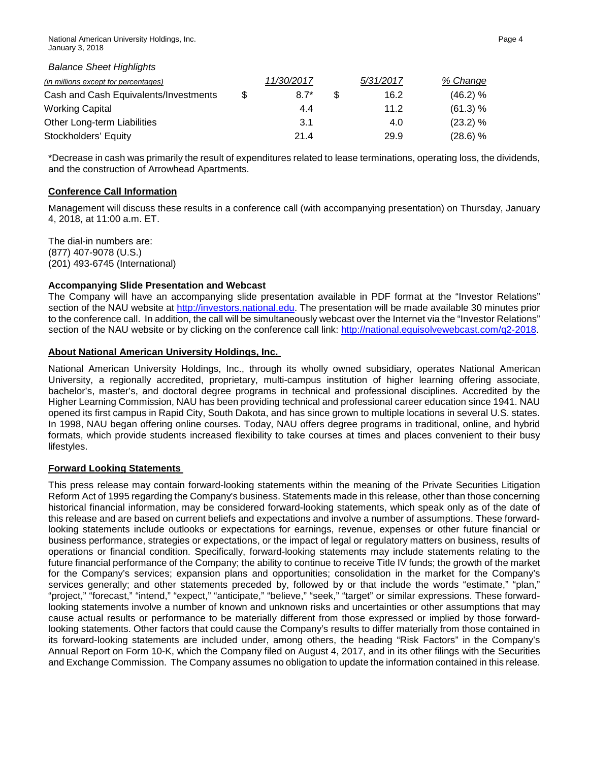*Balance Sheet Highlights*

| *(in millions except for percentages)* | *11/30/2017* | *5/31/2017* | *% Change* |
|---|---|---|---|
| Cash and Cash Equivalents/Investments | $ 8.7* | $ 16.2 | (46.2) % |
| Working Capital | 4.4 | 11.2 | (61.3) % |
| Other Long-term Liabilities | 3.1 | 4.0 | (23.2) % |
| Stockholders' Equity | 21.4 | 29.9 | (28.6) % |

*Decrease in cash was primarily the result of expenditures related to lease terminations, operating loss, the dividends, and the construction of Arrowhead Apartments.

## Conference Call Information

Management will discuss these results in a conference call (with accompanying presentation) on Thursday, January 4, 2018, at 11:00 a.m. ET.

The dial-in numbers are:
(877) 407-9078 (U.S.)
(201) 493-6745 (International)

### Accompanying Slide Presentation and Webcast

The Company will have an accompanying slide presentation available in PDF format at the "Investor Relations" section of the NAU website at http://investors.national.edu. The presentation will be made available 30 minutes prior to the conference call. In addition, the call will be simultaneously webcast over the Internet via the "Investor Relations" section of the NAU website or by clicking on the conference call link: http://national.equisolvewebcast.com/q2-2018.

## About National American University Holdings, Inc.

National American University Holdings, Inc., through its wholly owned subsidiary, operates National American University, a regionally accredited, proprietary, multi-campus institution of higher learning offering associate, bachelor's, master's, and doctoral degree programs in technical and professional disciplines. Accredited by the Higher Learning Commission, NAU has been providing technical and professional career education since 1941. NAU opened its first campus in Rapid City, South Dakota, and has since grown to multiple locations in several U.S. states. In 1998, NAU began offering online courses. Today, NAU offers degree programs in traditional, online, and hybrid formats, which provide students increased flexibility to take courses at times and places convenient to their busy lifestyles.

## Forward Looking Statements

This press release may contain forward-looking statements within the meaning of the Private Securities Litigation Reform Act of 1995 regarding the Company's business. Statements made in this release, other than those concerning historical financial information, may be considered forward-looking statements, which speak only as of the date of this release and are based on current beliefs and expectations and involve a number of assumptions. These forward-looking statements include outlooks or expectations for earnings, revenue, expenses or other future financial or business performance, strategies or expectations, or the impact of legal or regulatory matters on business, results of operations or financial condition. Specifically, forward-looking statements may include statements relating to the future financial performance of the Company; the ability to continue to receive Title IV funds; the growth of the market for the Company's services; expansion plans and opportunities; consolidation in the market for the Company's services generally; and other statements preceded by, followed by or that include the words "estimate," "plan," "project," "forecast," "intend," "expect," "anticipate," "believe," "seek," "target" or similar expressions. These forward-looking statements involve a number of known and unknown risks and uncertainties or other assumptions that may cause actual results or performance to be materially different from those expressed or implied by those forward-looking statements. Other factors that could cause the Company's results to differ materially from those contained in its forward-looking statements are included under, among others, the heading "Risk Factors" in the Company's Annual Report on Form 10-K, which the Company filed on August 4, 2017, and in its other filings with the Securities and Exchange Commission. The Company assumes no obligation to update the information contained in this release.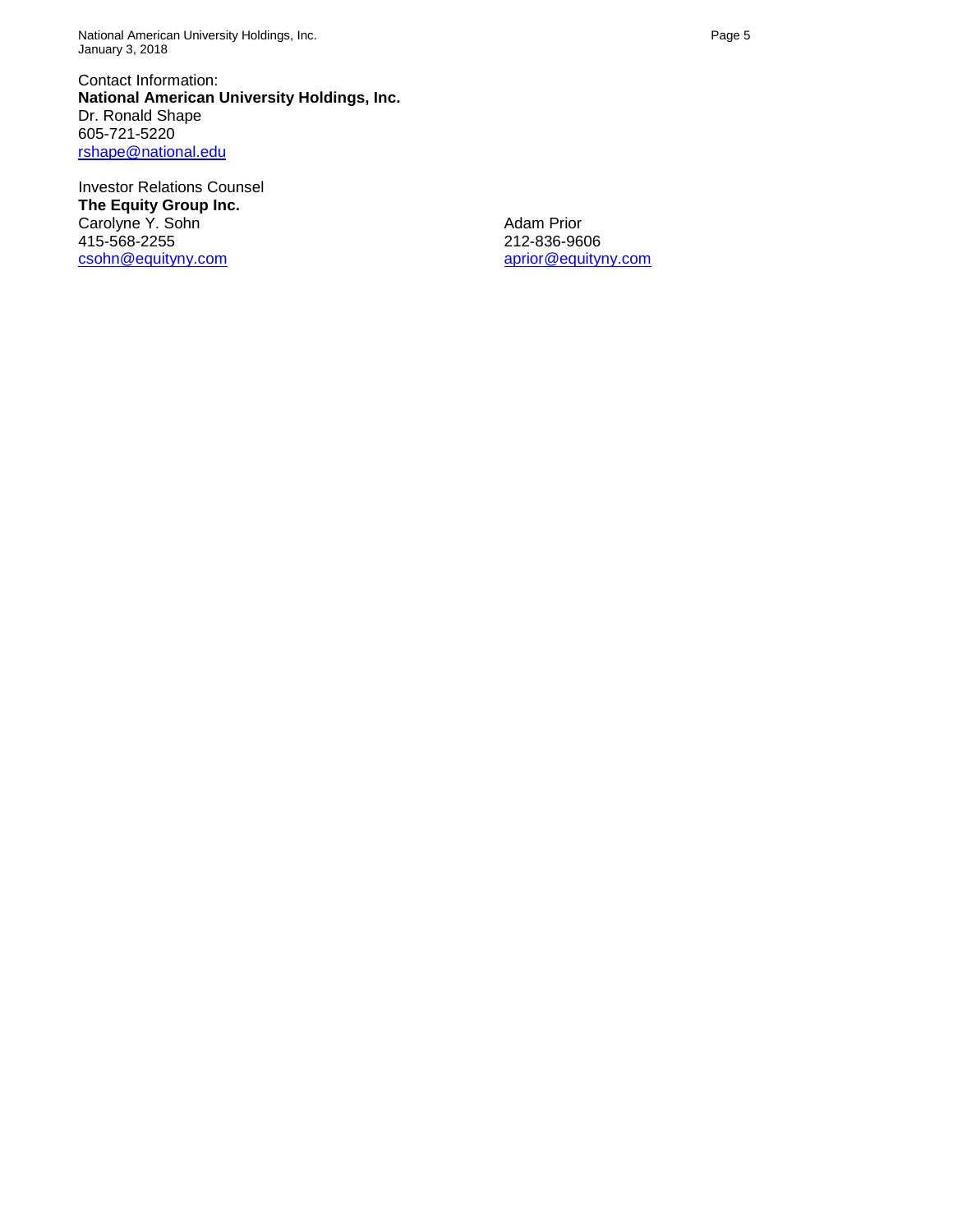Contact Information:
**National American University Holdings, Inc.**
Dr. Ronald Shape
605-721-5220
rshape@national.edu

Investor Relations Counsel
**The Equity Group Inc.**

Carolyne Y. Sohn
415-568-2255
csohn@equityny.com

Adam Prior
212-836-9606
aprior@equityny.com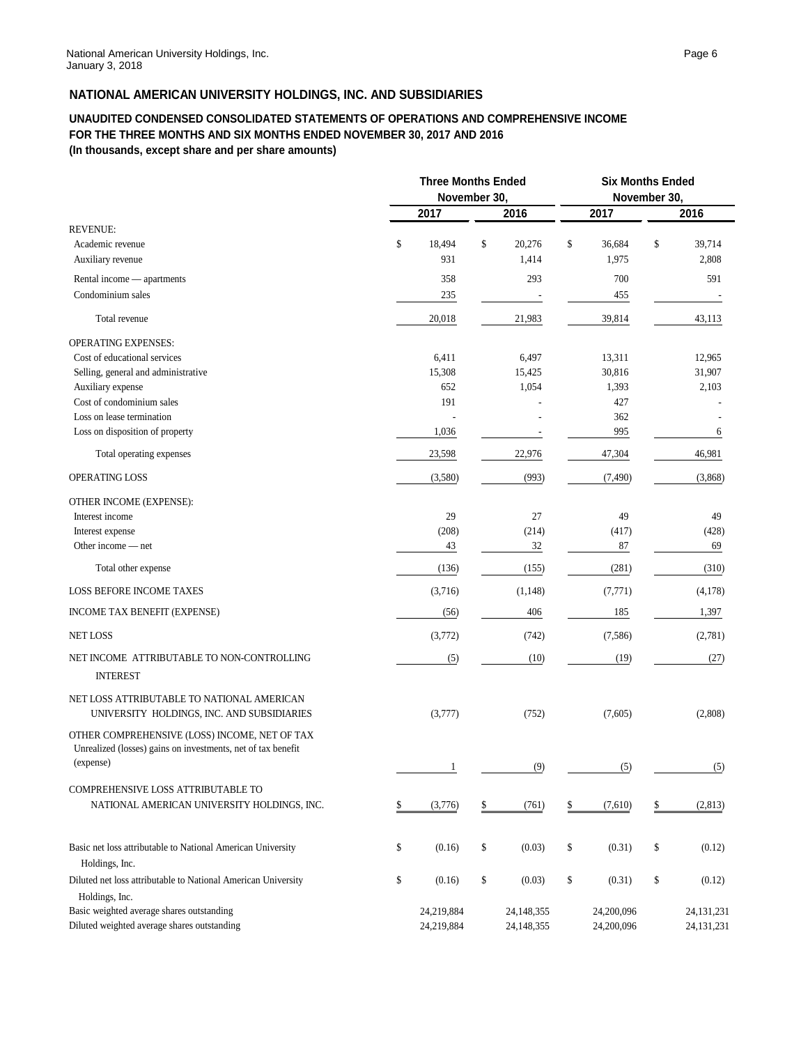## NATIONAL AMERICAN UNIVERSITY HOLDINGS, INC. AND SUBSIDIARIES

### UNAUDITED CONDENSED CONSOLIDATED STATEMENTS OF OPERATIONS AND COMPREHENSIVE INCOME FOR THE THREE MONTHS AND SIX MONTHS ENDED NOVEMBER 30, 2017 AND 2016 (In thousands, except share and per share amounts)

| | Three Months Ended November 30, | | Six Months Ended November 30, | |
|---|---|---|---|---|
| | 2017 | 2016 | 2017 | 2016 |
| REVENUE: | | | | |
| Academic revenue | $ 18,494 | $ 20,276 | $ 36,684 | $ 39,714 |
| Auxiliary revenue | 931 | 1,414 | 1,975 | 2,808 |
| Rental income — apartments | 358 | 293 | 700 | 591 |
| Condominium sales | 235 | - | 455 | - |
| Total revenue | 20,018 | 21,983 | 39,814 | 43,113 |
| OPERATING EXPENSES: | | | | |
| Cost of educational services | 6,411 | 6,497 | 13,311 | 12,965 |
| Selling, general and administrative | 15,308 | 15,425 | 30,816 | 31,907 |
| Auxiliary expense | 652 | 1,054 | 1,393 | 2,103 |
| Cost of condominium sales | 191 | - | 427 | - |
| Loss on lease termination | - | - | 362 | - |
| Loss on disposition of property | 1,036 | - | 995 | 6 |
| Total operating expenses | 23,598 | 22,976 | 47,304 | 46,981 |
| OPERATING LOSS | (3,580) | (993) | (7,490) | (3,868) |
| OTHER INCOME (EXPENSE): | | | | |
| Interest income | 29 | 27 | 49 | 49 |
| Interest expense | (208) | (214) | (417) | (428) |
| Other income — net | 43 | 32 | 87 | 69 |
| Total other expense | (136) | (155) | (281) | (310) |
| LOSS BEFORE INCOME TAXES | (3,716) | (1,148) | (7,771) | (4,178) |
| INCOME TAX BENEFIT (EXPENSE) | (56) | 406 | 185 | 1,397 |
| NET LOSS | (3,772) | (742) | (7,586) | (2,781) |
| NET INCOME ATTRIBUTABLE TO NON-CONTROLLING INTEREST | (5) | (10) | (19) | (27) |
| NET LOSS ATTRIBUTABLE TO NATIONAL AMERICAN UNIVERSITY HOLDINGS, INC. AND SUBSIDIARIES | (3,777) | (752) | (7,605) | (2,808) |
| OTHER COMPREHENSIVE (LOSS) INCOME, NET OF TAX | | | | |
| Unrealized (losses) gains on investments, net of tax benefit (expense) | 1 | (9) | (5) | (5) |
| COMPREHENSIVE LOSS ATTRIBUTABLE TO NATIONAL AMERICAN UNIVERSITY HOLDINGS, INC. | $ (3,776) | $ (761) | $ (7,610) | $ (2,813) |
| Basic net loss attributable to National American University Holdings, Inc. | $ (0.16) | $ (0.03) | $ (0.31) | $ (0.12) |
| Diluted net loss attributable to National American University Holdings, Inc. | $ (0.16) | $ (0.03) | $ (0.31) | $ (0.12) |
| Basic weighted average shares outstanding | 24,219,884 | 24,148,355 | 24,200,096 | 24,131,231 |
| Diluted weighted average shares outstanding | 24,219,884 | 24,148,355 | 24,200,096 | 24,131,231 |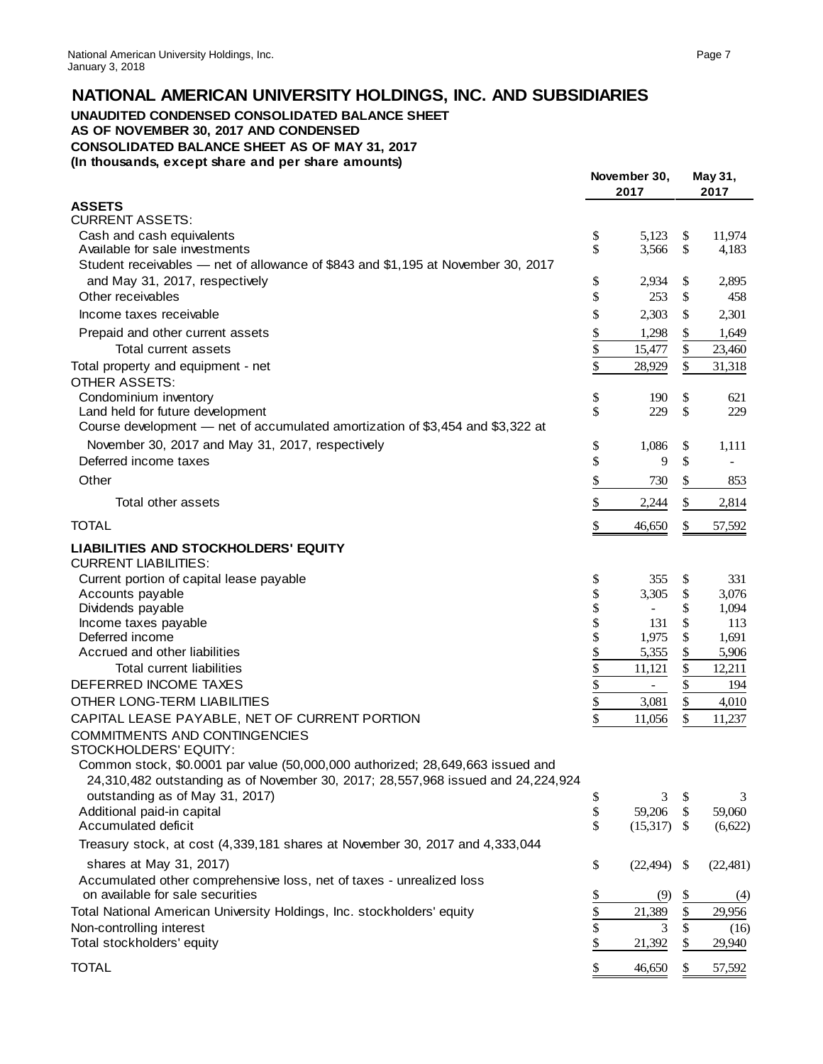# NATIONAL AMERICAN UNIVERSITY HOLDINGS, INC. AND SUBSIDIARIES

**UNAUDITED CONDENSED CONSOLIDATED BALANCE SHEET**
**AS OF NOVEMBER 30, 2017 AND CONDENSED**
**CONSOLIDATED BALANCE SHEET AS OF MAY 31, 2017**
**(In thousands, except share and per share amounts)**

| | November 30, 2017 | May 31, 2017 |
|---|---|---|
| **ASSETS** | | |
| CURRENT ASSETS: | | |
| Cash and cash equivalents | $ 5,123 | $ 11,974 |
| Available for sale investments | $ 3,566 | $ 4,183 |
| Student receivables — net of allowance of $843 and $1,195 at November 30, 2017 and May 31, 2017, respectively | $ 2,934 | $ 2,895 |
| Other receivables | $ 253 | $ 458 |
| Income taxes receivable | $ 2,303 | $ 2,301 |
| Prepaid and other current assets | $ 1,298 | $ 1,649 |
| Total current assets | $ 15,477 | $ 23,460 |
| Total property and equipment - net | $ 28,929 | $ 31,318 |
| OTHER ASSETS: | | |
| Condominium inventory | $ 190 | $ 621 |
| Land held for future development | $ 229 | $ 229 |
| Course development — net of accumulated amortization of $3,454 and $3,322 at November 30, 2017 and May 31, 2017, respectively | $ 1,086 | $ 1,111 |
| Deferred income taxes | $ 9 | $ - |
| Other | $ 730 | $ 853 |
| Total other assets | $ 2,244 | $ 2,814 |
| TOTAL | $ 46,650 | $ 57,592 |
| **LIABILITIES AND STOCKHOLDERS' EQUITY** | | |
| CURRENT LIABILITIES: | | |
| Current portion of capital lease payable | $ 355 | $ 331 |
| Accounts payable | $ 3,305 | $ 3,076 |
| Dividends payable | $ - | $ 1,094 |
| Income taxes payable | $ 131 | $ 113 |
| Deferred income | $ 1,975 | $ 1,691 |
| Accrued and other liabilities | $ 5,355 | $ 5,906 |
| Total current liabilities | $ 11,121 | $ 12,211 |
| DEFERRED INCOME TAXES | $ - | $ 194 |
| OTHER LONG-TERM LIABILITIES | $ 3,081 | $ 4,010 |
| CAPITAL LEASE PAYABLE, NET OF CURRENT PORTION | $ 11,056 | $ 11,237 |
| COMMITMENTS AND CONTINGENCIES | | |
| STOCKHOLDERS' EQUITY: | | |
| Common stock, $0.0001 par value (50,000,000 authorized; 28,649,663 issued and 24,310,482 outstanding as of November 30, 2017; 28,557,968 issued and 24,224,924 outstanding as of May 31, 2017) | $ 3 | $ 3 |
| Additional paid-in capital | $ 59,206 | $ 59,060 |
| Accumulated deficit | $ (15,317) | $ (6,622) |
| Treasury stock, at cost (4,339,181 shares at November 30, 2017 and 4,333,044 shares at May 31, 2017) | $ (22,494) | $ (22,481) |
| Accumulated other comprehensive loss, net of taxes - unrealized loss on available for sale securities | $ (9) | $ (4) |
| Total National American University Holdings, Inc. stockholders' equity | $ 21,389 | $ 29,956 |
| Non-controlling interest | $ 3 | $ (16) |
| Total stockholders' equity | $ 21,392 | $ 29,940 |
| TOTAL | $ 46,650 | $ 57,592 |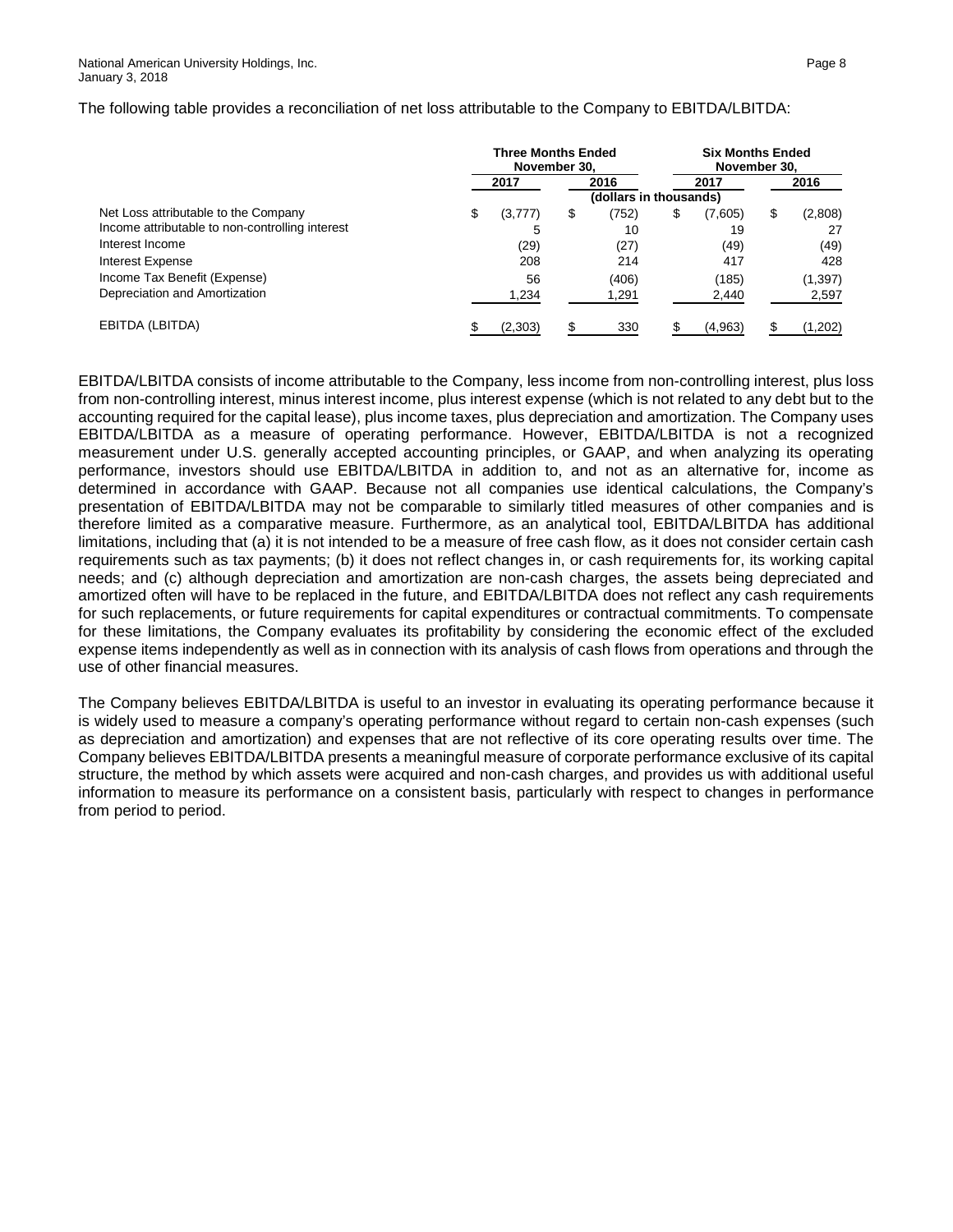The following table provides a reconciliation of net loss attributable to the Company to EBITDA/LBITDA:

| | Three Months Ended November 30, | | Six Months Ended November 30, | |
|---|---|---|---|---|
| | 2017 | 2016 | 2017 | 2016 |
| | (dollars in thousands) | | | |
| Net Loss attributable to the Company | $ (3,777) | $ (752) | $ (7,605) | $ (2,808) |
| Income attributable to non-controlling interest | 5 | 10 | 19 | 27 |
| Interest Income | (29) | (27) | (49) | (49) |
| Interest Expense | 208 | 214 | 417 | 428 |
| Income Tax Benefit (Expense) | 56 | (406) | (185) | (1,397) |
| Depreciation and Amortization | 1,234 | 1,291 | 2,440 | 2,597 |
| EBITDA (LBITDA) | $ (2,303) | $ 330 | $ (4,963) | $ (1,202) |

EBITDA/LBITDA consists of income attributable to the Company, less income from non-controlling interest, plus loss from non-controlling interest, minus interest income, plus interest expense (which is not related to any debt but to the accounting required for the capital lease), plus income taxes, plus depreciation and amortization. The Company uses EBITDA/LBITDA as a measure of operating performance. However, EBITDA/LBITDA is not a recognized measurement under U.S. generally accepted accounting principles, or GAAP, and when analyzing its operating performance, investors should use EBITDA/LBITDA in addition to, and not as an alternative for, income as determined in accordance with GAAP. Because not all companies use identical calculations, the Company's presentation of EBITDA/LBITDA may not be comparable to similarly titled measures of other companies and is therefore limited as a comparative measure. Furthermore, as an analytical tool, EBITDA/LBITDA has additional limitations, including that (a) it is not intended to be a measure of free cash flow, as it does not consider certain cash requirements such as tax payments; (b) it does not reflect changes in, or cash requirements for, its working capital needs; and (c) although depreciation and amortization are non-cash charges, the assets being depreciated and amortized often will have to be replaced in the future, and EBITDA/LBITDA does not reflect any cash requirements for such replacements, or future requirements for capital expenditures or contractual commitments. To compensate for these limitations, the Company evaluates its profitability by considering the economic effect of the excluded expense items independently as well as in connection with its analysis of cash flows from operations and through the use of other financial measures.

The Company believes EBITDA/LBITDA is useful to an investor in evaluating its operating performance because it is widely used to measure a company's operating performance without regard to certain non-cash expenses (such as depreciation and amortization) and expenses that are not reflective of its core operating results over time. The Company believes EBITDA/LBITDA presents a meaningful measure of corporate performance exclusive of its capital structure, the method by which assets were acquired and non-cash charges, and provides us with additional useful information to measure its performance on a consistent basis, particularly with respect to changes in performance from period to period.